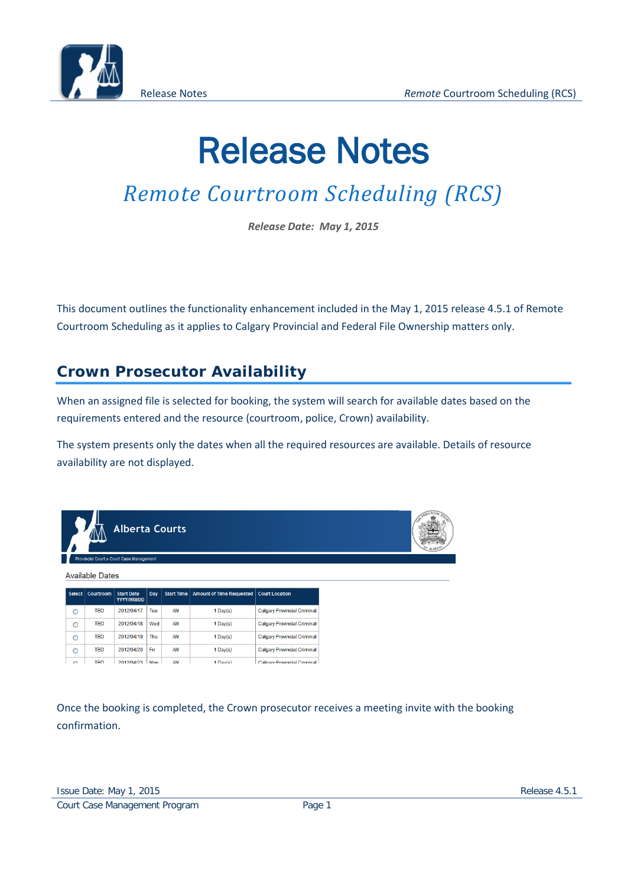# Release Notes

## *Remote Courtroom Scheduling (RCS)*

***Release Date: May 1, 2015***

This document outlines the functionality enhancement included in the May 1, 2015 release 4.5.1 of Remote Courtroom Scheduling as it applies to Calgary Provincial and Federal File Ownership matters only.

## Crown Prosecutor Availability

When an assigned file is selected for booking, the system will search for available dates based on the requirements entered and the resource (courtroom, police, Crown) availability.

The system presents only the dates when all the required resources are available. Details of resource availability are not displayed.

Alberta Courts

Provincial Court > Court Case Management

Available Dates

| Select | Courtroom | Start Date YYYY/MM/DD | Day | Start Time | Amount of Time Requested | Court Location |
|---|---|---|---|---|---|---|
| ○ | TBD | 2012/04/17 | Tue | AM | 1 Day(s) | Calgary Provincial Criminal |
| ○ | TBD | 2012/04/18 | Wed | AM | 1 Day(s) | Calgary Provincial Criminal |
| ○ | TBD | 2012/04/19 | Thu | AM | 1 Day(s) | Calgary Provincial Criminal |
| ○ | TBD | 2012/04/20 | Fri | AM | 1 Day(s) | Calgary Provincial Criminal |
| ○ | TBD | 2012/04/23 | Mon | AM | 1 Day(s) | Calgary Provincial Criminal |

Once the booking is completed, the Crown prosecutor receives a meeting invite with the booking confirmation.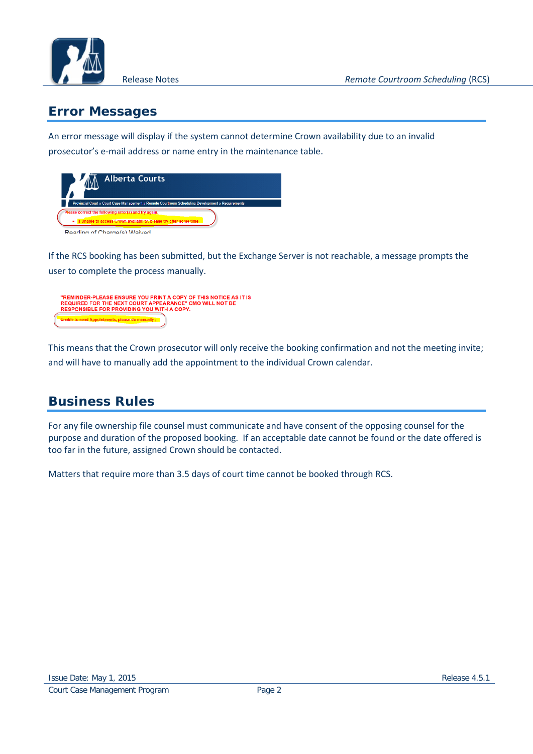## Error Messages

An error message will display if the system cannot determine Crown availability due to an invalid prosecutor's e-mail address or name entry in the maintenance table.

Alberta Courts

Provincial Court » Court Case Management » Remote Courtroom Scheduling Development » Requirements

Please correct the following error(s) and try again.

- [] Unable to access Crown availability, please try after some time

Reading of Charge(s) Waived

If the RCS booking has been submitted, but the Exchange Server is not reachable, a message prompts the user to complete the process manually.

"REMINDER-PLEASE ENSURE YOU PRINT A COPY OF THIS NOTICE AS IT IS REQUIRED FOR THE NEXT COURT APPEARANCE" CMO WILL NOT BE RESPONSIBLE FOR PROVIDING YOU WITH A COPY.

Unable to send Appointments, please do manually ;

This means that the Crown prosecutor will only receive the booking confirmation and not the meeting invite; and will have to manually add the appointment to the individual Crown calendar.

## Business Rules

For any file ownership file counsel must communicate and have consent of the opposing counsel for the purpose and duration of the proposed booking. If an acceptable date cannot be found or the date offered is too far in the future, assigned Crown should be contacted.

Matters that require more than 3.5 days of court time cannot be booked through RCS.